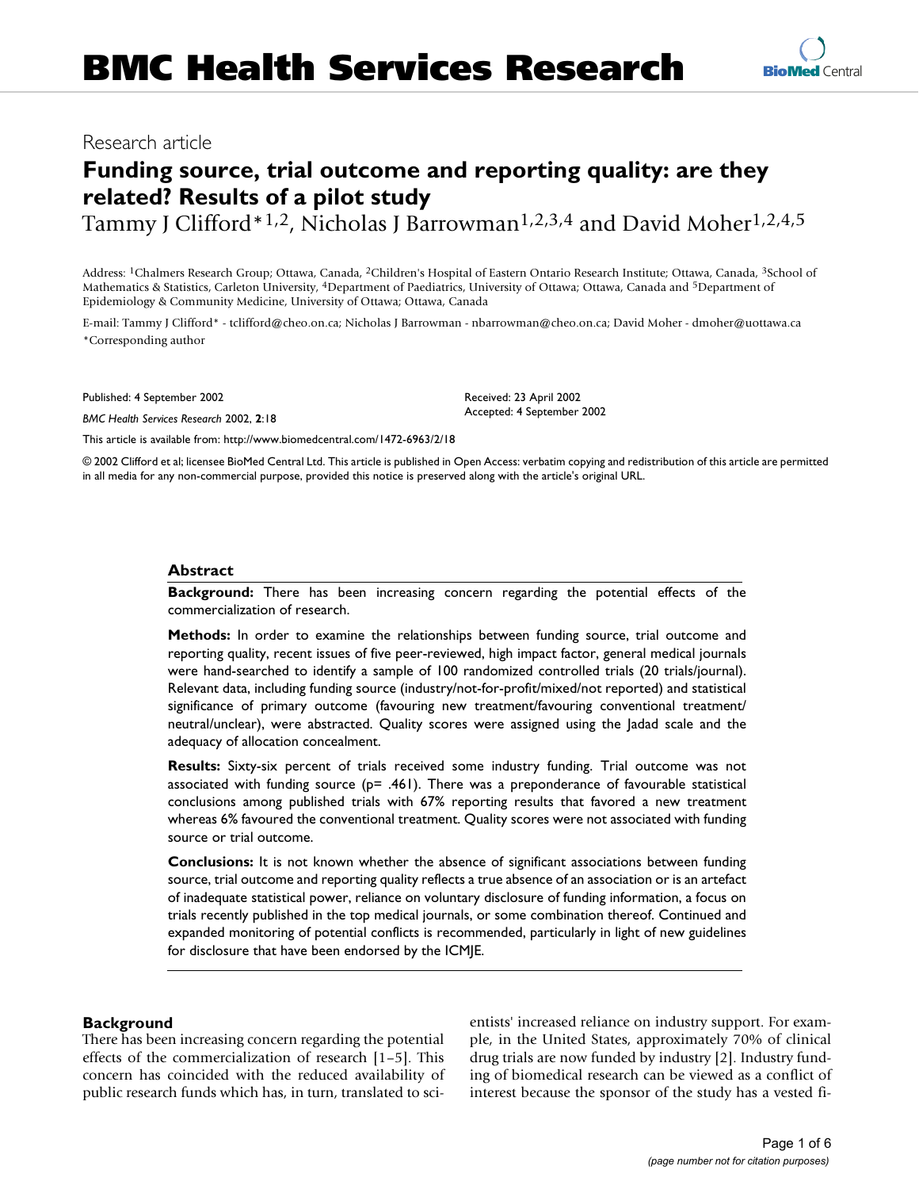# BMC Health Services Research

Research article

## Funding source, trial outcome and reporting quality: are they related? Results of a pilot study

Tammy J Clifford*[1,2], Nicholas J Barrowman[1,2,3,4] and David Moher[1,2,4,5]

Address: [1]Chalmers Research Group; Ottawa, Canada, [2]Children's Hospital of Eastern Ontario Research Institute; Ottawa, Canada, [3]School of Mathematics & Statistics, Carleton University, [4]Department of Paediatrics, University of Ottawa; Ottawa, Canada and [5]Department of Epidemiology & Community Medicine, University of Ottawa; Ottawa, Canada

E-mail: Tammy J Clifford* - tclifford@cheo.on.ca; Nicholas J Barrowman - nbarrowman@cheo.on.ca; David Moher - dmoher@uottawa.ca

*Corresponding author

Published: 4 September 2002

*BMC Health Services Research* 2002, **2**:18

Received: 23 April 2002

Accepted: 4 September 2002

This article is available from: http://www.biomedcentral.com/1472-6963/2/18

© 2002 Clifford et al; licensee BioMed Central Ltd. This article is published in Open Access: verbatim copying and redistribution of this article are permitted in all media for any non-commercial purpose, provided this notice is preserved along with the article's original URL.

### Abstract

**Background:** There has been increasing concern regarding the potential effects of the commercialization of research.

**Methods:** In order to examine the relationships between funding source, trial outcome and reporting quality, recent issues of five peer-reviewed, high impact factor, general medical journals were hand-searched to identify a sample of 100 randomized controlled trials (20 trials/journal). Relevant data, including funding source (industry/not-for-profit/mixed/not reported) and statistical significance of primary outcome (favouring new treatment/favouring conventional treatment/neutral/unclear), were abstracted. Quality scores were assigned using the Jadad scale and the adequacy of allocation concealment.

**Results:** Sixty-six percent of trials received some industry funding. Trial outcome was not associated with funding source ($p = .461$). There was a preponderance of favourable statistical conclusions among published trials with 67% reporting results that favored a new treatment whereas 6% favoured the conventional treatment. Quality scores were not associated with funding source or trial outcome.

**Conclusions:** It is not known whether the absence of significant associations between funding source, trial outcome and reporting quality reflects a true absence of an association or is an artefact of inadequate statistical power, reliance on voluntary disclosure of funding information, a focus on trials recently published in the top medical journals, or some combination thereof. Continued and expanded monitoring of potential conflicts is recommended, particularly in light of new guidelines for disclosure that have been endorsed by the ICMJE.

### Background

There has been increasing concern regarding the potential effects of the commercialization of research [1–5]. This concern has coincided with the reduced availability of public research funds which has, in turn, translated to scientists' increased reliance on industry support. For example, in the United States, approximately 70% of clinical drug trials are now funded by industry [2]. Industry funding of biomedical research can be viewed as a conflict of interest because the sponsor of the study has a vested fi-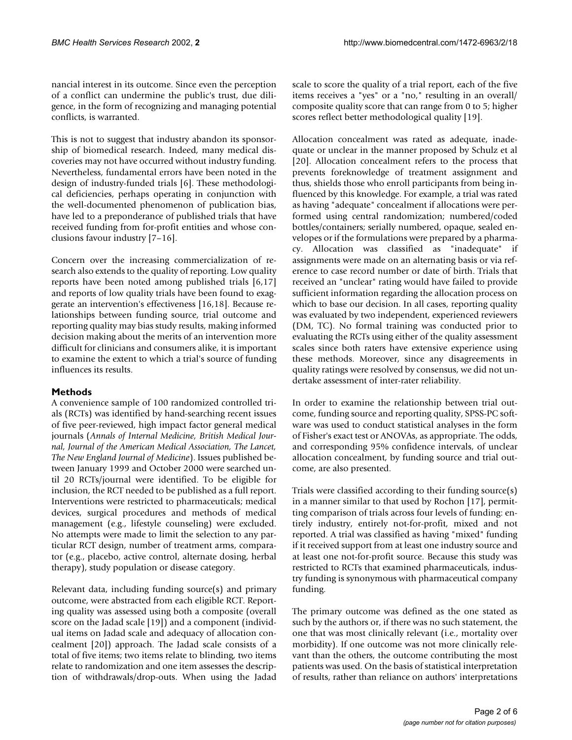nancial interest in its outcome. Since even the perception of a conflict can undermine the public's trust, due diligence, in the form of recognizing and managing potential conflicts, is warranted.

This is not to suggest that industry abandon its sponsorship of biomedical research. Indeed, many medical discoveries may not have occurred without industry funding. Nevertheless, fundamental errors have been noted in the design of industry-funded trials [6]. These methodological deficiencies, perhaps operating in conjunction with the well-documented phenomenon of publication bias, have led to a preponderance of published trials that have received funding from for-profit entities and whose conclusions favour industry [7–16].

Concern over the increasing commercialization of research also extends to the quality of reporting. Low quality reports have been noted among published trials [6,17] and reports of low quality trials have been found to exaggerate an intervention's effectiveness [16,18]. Because relationships between funding source, trial outcome and reporting quality may bias study results, making informed decision making about the merits of an intervention more difficult for clinicians and consumers alike, it is important to examine the extent to which a trial's source of funding influences its results.

## Methods

A convenience sample of 100 randomized controlled trials (RCTs) was identified by hand-searching recent issues of five peer-reviewed, high impact factor general medical journals (*Annals of Internal Medicine, British Medical Journal, Journal of the American Medical Association, The Lancet, The New England Journal of Medicine*). Issues published between January 1999 and October 2000 were searched until 20 RCTs/journal were identified. To be eligible for inclusion, the RCT needed to be published as a full report. Interventions were restricted to pharmaceuticals; medical devices, surgical procedures and methods of medical management (e.g., lifestyle counseling) were excluded. No attempts were made to limit the selection to any particular RCT design, number of treatment arms, comparator (e.g., placebo, active control, alternate dosing, herbal therapy), study population or disease category.

Relevant data, including funding source(s) and primary outcome, were abstracted from each eligible RCT. Reporting quality was assessed using both a composite (overall score on the Jadad scale [19]) and a component (individual items on Jadad scale and adequacy of allocation concealment [20]) approach. The Jadad scale consists of a total of five items; two items relate to blinding, two items relate to randomization and one item assesses the description of withdrawals/drop-outs. When using the Jadad scale to score the quality of a trial report, each of the five items receives a "yes" or a "no," resulting in an overall/composite quality score that can range from 0 to 5; higher scores reflect better methodological quality [19].

Allocation concealment was rated as adequate, inadequate or unclear in the manner proposed by Schulz et al [20]. Allocation concealment refers to the process that prevents foreknowledge of treatment assignment and thus, shields those who enroll participants from being influenced by this knowledge. For example, a trial was rated as having "adequate" concealment if allocations were performed using central randomization; numbered/coded bottles/containers; serially numbered, opaque, sealed envelopes or if the formulations were prepared by a pharmacy. Allocation was classified as "inadequate" if assignments were made on an alternating basis or via reference to case record number or date of birth. Trials that received an "unclear" rating would have failed to provide sufficient information regarding the allocation process on which to base our decision. In all cases, reporting quality was evaluated by two independent, experienced reviewers (DM, TC). No formal training was conducted prior to evaluating the RCTs using either of the quality assessment scales since both raters have extensive experience using these methods. Moreover, since any disagreements in quality ratings were resolved by consensus, we did not undertake assessment of inter-rater reliability.

In order to examine the relationship between trial outcome, funding source and reporting quality, SPSS-PC software was used to conduct statistical analyses in the form of Fisher's exact test or ANOVAs, as appropriate. The odds, and corresponding 95% confidence intervals, of unclear allocation concealment, by funding source and trial outcome, are also presented.

Trials were classified according to their funding source(s) in a manner similar to that used by Rochon [17], permitting comparison of trials across four levels of funding: entirely industry, entirely not-for-profit, mixed and not reported. A trial was classified as having "mixed" funding if it received support from at least one industry source and at least one not-for-profit source. Because this study was restricted to RCTs that examined pharmaceuticals, industry funding is synonymous with pharmaceutical company funding.

The primary outcome was defined as the one stated as such by the authors or, if there was no such statement, the one that was most clinically relevant (i.e., mortality over morbidity). If one outcome was not more clinically relevant than the others, the outcome contributing the most patients was used. On the basis of statistical interpretation of results, rather than reliance on authors' interpretations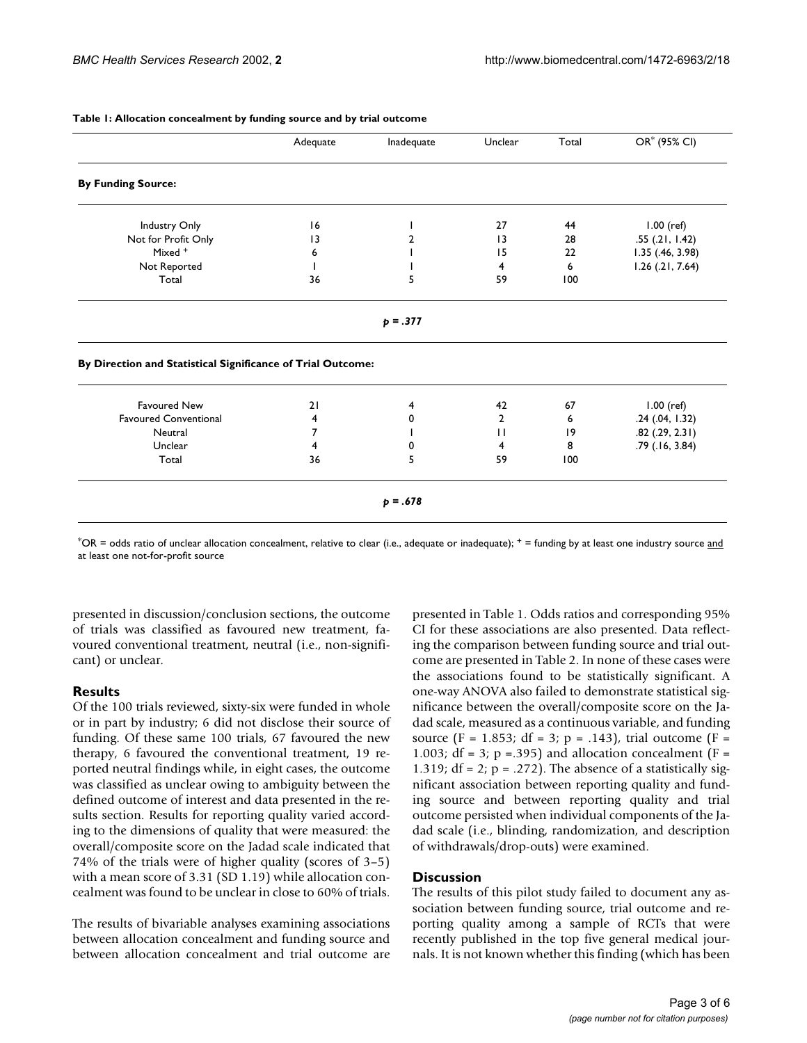**Table 1: Allocation concealment by funding source and by trial outcome**

| | Adequate | Inadequate | Unclear | Total | OR* (95% CI) |
| --- | --- | --- | --- | --- | --- |
| **By Funding Source:** | | | | | |
| Industry Only | 16 | 1 | 27 | 44 | 1.00 (ref) |
| Not for Profit Only | 13 | 2 | 13 | 28 | .55 (.21, 1.42) |
| Mixed + | 6 | 1 | 15 | 22 | 1.35 (.46, 3.98) |
| Not Reported | 1 | 1 | 4 | 6 | 1.26 (.21, 7.64) |
| Total | 36 | 5 | 59 | 100 | |
| | | ***p* = .377** | | | |
| **By Direction and Statistical Significance of Trial Outcome:** | | | | | |
| Favoured New | 21 | 4 | 42 | 67 | 1.00 (ref) |
| Favoured Conventional | 4 | 0 | 2 | 6 | .24 (.04, 1.32) |
| Neutral | 7 | 1 | 11 | 19 | .82 (.29, 2.31) |
| Unclear | 4 | 0 | 4 | 8 | .79 (.16, 3.84) |
| Total | 36 | 5 | 59 | 100 | |
| | | ***p* = .678** | | | |

*OR = odds ratio of unclear allocation concealment, relative to clear (i.e., adequate or inadequate); + = funding by at least one industry source and at least one not-for-profit source

presented in discussion/conclusion sections, the outcome of trials was classified as favoured new treatment, favoured conventional treatment, neutral (i.e., non-significant) or unclear.

## Results

Of the 100 trials reviewed, sixty-six were funded in whole or in part by industry; 6 did not disclose their source of funding. Of these same 100 trials, 67 favoured the new therapy, 6 favoured the conventional treatment, 19 reported neutral findings while, in eight cases, the outcome was classified as unclear owing to ambiguity between the defined outcome of interest and data presented in the results section. Results for reporting quality varied according to the dimensions of quality that were measured: the overall/composite score on the Jadad scale indicated that 74% of the trials were of higher quality (scores of 3–5) with a mean score of 3.31 (SD 1.19) while allocation concealment was found to be unclear in close to 60% of trials.

The results of bivariable analyses examining associations between allocation concealment and funding source and between allocation concealment and trial outcome are presented in Table 1. Odds ratios and corresponding 95% CI for these associations are also presented. Data reflecting the comparison between funding source and trial outcome are presented in Table 2. In none of these cases were the associations found to be statistically significant. A one-way ANOVA also failed to demonstrate statistical significance between the overall/composite score on the Jadad scale, measured as a continuous variable, and funding source ($F = 1.853$; $df = 3$; $p = .143$), trial outcome ($F = 1.003$; $df = 3$; $p = .395$) and allocation concealment ($F = 1.319$; $df = 2$; $p = .272$). The absence of a statistically significant association between reporting quality and funding source and between reporting quality and trial outcome persisted when individual components of the Jadad scale (i.e., blinding, randomization, and description of withdrawals/drop-outs) were examined.

## Discussion

The results of this pilot study failed to document any association between funding source, trial outcome and reporting quality among a sample of RCTs that were recently published in the top five general medical journals. It is not known whether this finding (which has been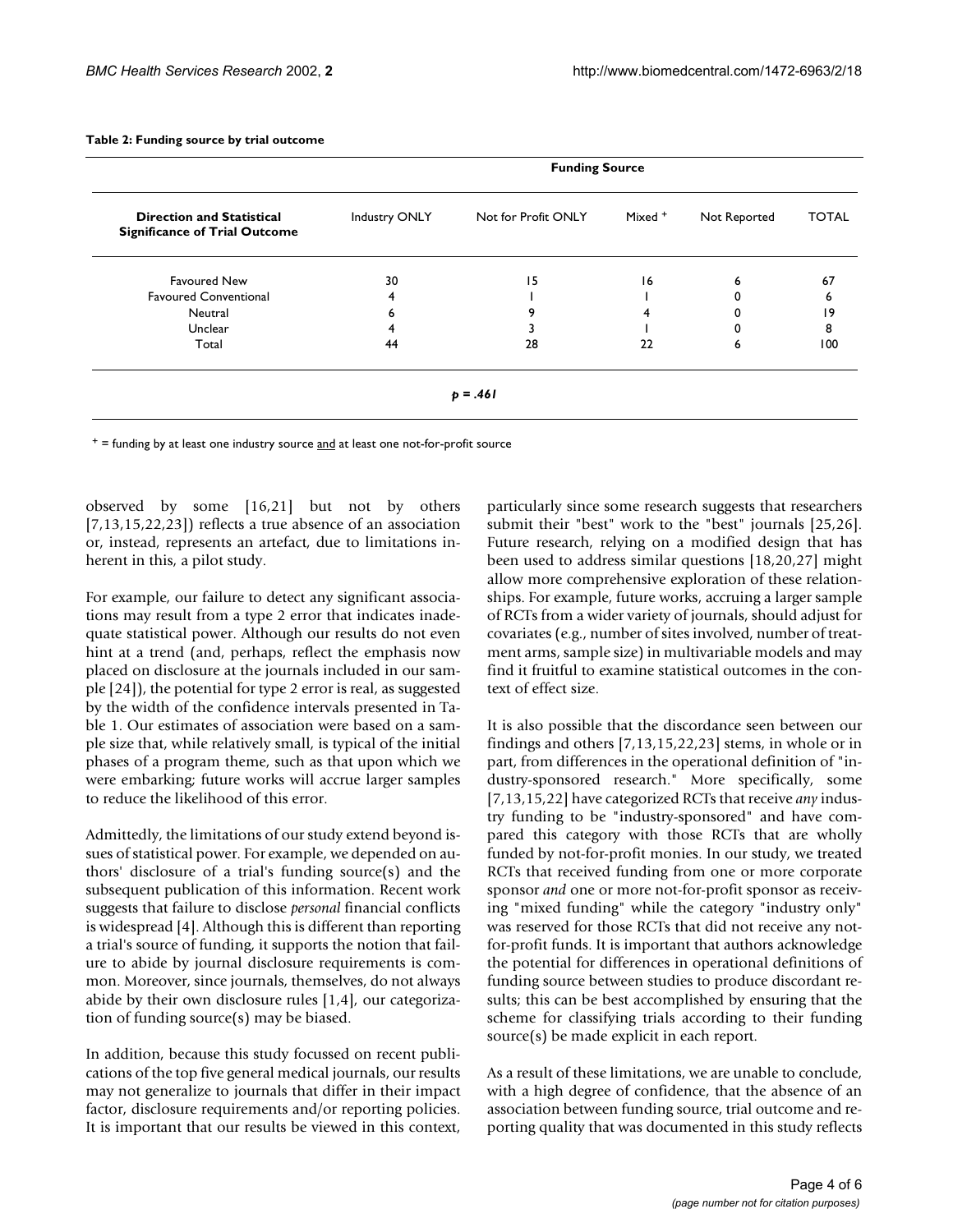**Table 2: Funding source by trial outcome**

| Direction and Statistical Significance of Trial Outcome | Funding Source | | | | |
|---|---|---|---|---|---|
| | Industry ONLY | Not for Profit ONLY | Mixed + | Not Reported | TOTAL |
| Favoured New | 30 | 15 | 16 | 6 | 67 |
| Favoured Conventional | 4 | 1 | 1 | 0 | 6 |
| Neutral | 6 | 9 | 4 | 0 | 19 |
| Unclear | 4 | 3 | 1 | 0 | 8 |
| Total | 44 | 28 | 22 | 6 | 100 |
| | | ***p = .461*** | | | |

+ = funding by at least one industry source and at least one not-for-profit source

observed by some [16,21] but not by others [7,13,15,22,23]) reflects a true absence of an association or, instead, represents an artefact, due to limitations inherent in this, a pilot study.

For example, our failure to detect any significant associations may result from a type 2 error that indicates inadequate statistical power. Although our results do not even hint at a trend (and, perhaps, reflect the emphasis now placed on disclosure at the journals included in our sample [24]), the potential for type 2 error is real, as suggested by the width of the confidence intervals presented in Table 1. Our estimates of association were based on a sample size that, while relatively small, is typical of the initial phases of a program theme, such as that upon which we were embarking; future works will accrue larger samples to reduce the likelihood of this error.

Admittedly, the limitations of our study extend beyond issues of statistical power. For example, we depended on authors' disclosure of a trial's funding source(s) and the subsequent publication of this information. Recent work suggests that failure to disclose *personal* financial conflicts is widespread [4]. Although this is different than reporting a trial's source of funding, it supports the notion that failure to abide by journal disclosure requirements is common. Moreover, since journals, themselves, do not always abide by their own disclosure rules [1,4], our categorization of funding source(s) may be biased.

In addition, because this study focussed on recent publications of the top five general medical journals, our results may not generalize to journals that differ in their impact factor, disclosure requirements and/or reporting policies. It is important that our results be viewed in this context, particularly since some research suggests that researchers submit their "best" work to the "best" journals [25,26]. Future research, relying on a modified design that has been used to address similar questions [18,20,27] might allow more comprehensive exploration of these relationships. For example, future works, accruing a larger sample of RCTs from a wider variety of journals, should adjust for covariates (e.g., number of sites involved, number of treatment arms, sample size) in multivariable models and may find it fruitful to examine statistical outcomes in the context of effect size.

It is also possible that the discordance seen between our findings and others [7,13,15,22,23] stems, in whole or in part, from differences in the operational definition of "industry-sponsored research." More specifically, some [7,13,15,22] have categorized RCTs that receive *any* industry funding to be "industry-sponsored" and have compared this category with those RCTs that are wholly funded by not-for-profit monies. In our study, we treated RCTs that received funding from one or more corporate sponsor *and* one or more not-for-profit sponsor as receiving "mixed funding" while the category "industry only" was reserved for those RCTs that did not receive any not-for-profit funds. It is important that authors acknowledge the potential for differences in operational definitions of funding source between studies to produce discordant results; this can be best accomplished by ensuring that the scheme for classifying trials according to their funding source(s) be made explicit in each report.

As a result of these limitations, we are unable to conclude, with a high degree of confidence, that the absence of an association between funding source, trial outcome and reporting quality that was documented in this study reflects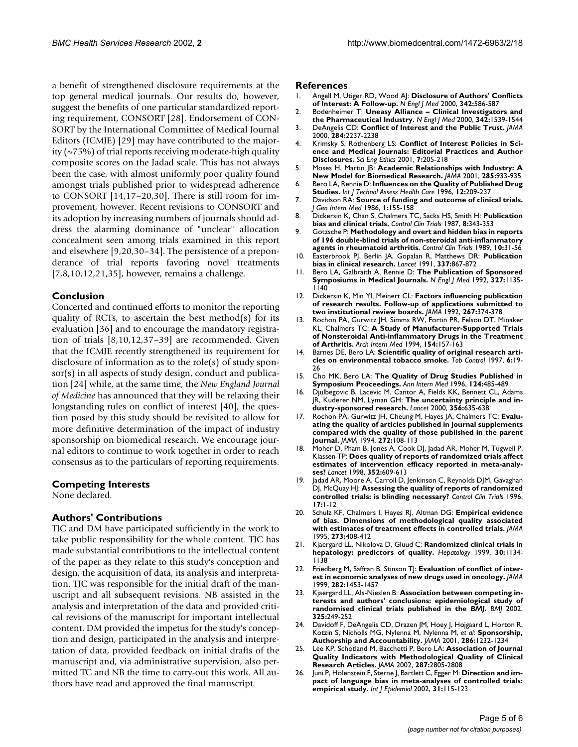a benefit of strengthened disclosure requirements at the top general medical journals. Our results do, however, suggest the benefits of one particular standardized reporting requirement, CONSORT [28]. Endorsement of CONSORT by the International Committee of Medical Journal Editors (ICMJE) [29] may have contributed to the majority (~75%) of trial reports receiving moderate-high quality composite scores on the Jadad scale. This has not always been the case, with almost uniformly poor quality found amongst trials published prior to widespread adherence to CONSORT [14,17–20,30]. There is still room for improvement, however. Recent revisions to CONSORT and its adoption by increasing numbers of journals should address the alarming dominance of "unclear" allocation concealment seen among trials examined in this report and elsewhere [9,20,30–34]. The persistence of a preponderance of trial reports favoring novel treatments [7,8,10,12,21,35], however, remains a challenge.

## Conclusion

Concerted and continued efforts to monitor the reporting quality of RCTs, to ascertain the best method(s) for its evaluation [36] and to encourage the mandatory registration of trials [8,10,12,37–39] are recommended. Given that the ICMJE recently strengthened its requirement for disclosure of information as to the role(s) of study sponsor(s) in all aspects of study design, conduct and publication [24] while, at the same time, the *New England Journal of Medicine* has announced that they will be relaxing their longstanding rules on conflict of interest [40], the question posed by this study should be revisited to allow for more definitive determination of the impact of industry sponsorship on biomedical research. We encourage journal editors to continue to work together in order to reach consensus as to the particulars of reporting requirements.

## Competing Interests

None declared.

## Authors' Contributions

TJC and DM have participated sufficiently in the work to take public responsibility for the whole content. TJC has made substantial contributions to the intellectual content of the paper as they relate to this study's conception and design, the acquisition of data, its analysis and interpretation. TJC was responsible for the initial draft of the manuscript and all subsequent revisions. NB assisted in the analysis and interpretation of the data and provided critical revisions of the manuscript for important intellectual content. DM provided the impetus for the study's conception and design, participated in the analysis and interpretation of data, provided feedback on initial drafts of the manuscript and, via administrative supervision, also permitted TC and NB the time to carry-out this work. All authors have read and approved the final manuscript.

## References

1. Angell M, Utiger RD, Wood AJ: **Disclosure of Authors' Conflicts of Interest: A Follow-up.** *N Engl J Med* 2000, **342:**586-587
2. Bodenheimer T: **Uneasy Alliance – Clinical Investigators and the Pharmaceutical Industry.** *N Engl J Med* 2000, **342:**1539-1544
3. DeAngelis CD: **Conflict of Interest and the Public Trust.** *JAMA* 2000, **284:**2237-2238
4. Krimsky S, Rothenberg LS: **Conflict of Interest Policies in Science and Medical Journals: Editorial Practices and Author Disclosures.** *Sci Eng Ethics* 2001, **7:**205-218
5. Moses H, Martin JB: **Academic Relationships with Industry: A New Model for Biomedical Research.** *JAMA* 2001, **285:**933-935
6. Bero LA, Rennie D: **Influences on the Quality of Published Drug Studies.** *Int J Technol Assess Health Care* 1996, **12:**209-237
7. Davidson RA: **Source of funding and outcome of clinical trials.** *J Gen Intern Med* 1986, **1:**155-158
8. Dickersin K, Chan S, Chalmers TC, Sacks HS, Smith H: **Publication bias and clinical trials.** *Control Clin Trials* 1987, **8:**343-353
9. Gotzsche P: **Methodology and overt and hidden bias in reports of 196 double-blind trials of non-steroidal anti-inflammatory agents in rheumatoid arthritis.** *Control Clin Trials* 1989, **10:**31-56
10. Easterbrook PJ, Berlin JA, Gopalan R, Matthews DR: **Publication bias in clinical research.** *Lancet* 1991, **337:**867-872
11. Bero LA, Galbraith A, Rennie D: **The Publication of Sponsored Symposiums in Medical Journals.** *N Engl J Med* 1992, **327:**1135-1140
12. Dickersin K, Min YI, Meinert CL: **Factors influencing publication of research results. Follow-up of applications submitted to two institutional review boards.** *JAMA* 1992, **267:**374-378
13. Rochon PA, Gurwitz JH, Simms RW, Fortin PR, Felson DT, Minaker KL, Chalmers TC: **A Study of Manufacturer-Supported Trials of Nonsteroidal Anti-inflammatory Drugs in the Treatment of Arthritis.** *Arch Intern Med* 1994, **154:**157-163
14. Barnes DE, Bero LA: **Scientific quality of original research articles on environmental tobacco smoke.** *Tob Control* 1997, **6:**19-26
15. Cho MK, Bero LA: **The Quality of Drug Studies Published in Symposium Proceedings.** *Ann Intern Med* 1996, **124:**485-489
16. Djulbegovic B, Lacevic M, Cantor A, Fields KK, Bennett CL, Adams JR, Kuderer NM, Lyman GH: **The uncertainty principle and industry-sponsored research.** *Lancet* 2000, **356:**635-638
17. Rochon PA, Gurwitz JH, Cheung M, Hayes JA, Chalmers TC: **Evaluating the quality of articles published in journal supplements compared with the quality of those published in the parent journal.** *JAMA* 1994, **272:**108-113
18. Moher D, Pham B, Jones A, Cook DJ, Jadad AR, Moher M, Tugwell P, Klassen TP: **Does quality of reports of randomized trials affect estimates of intervention efficacy reported in meta-analyses?** *Lancet* 1998, **352:**609-613
19. Jadad AR, Moore A, Carroll D, Jenkinson C, Reynolds DJM, Gavaghan DJ, McQuay HJ: **Assessing the quality of reports of randomized controlled trials: is blinding necessary?** *Control Clin Trials* 1996, **17:**1-12
20. Schulz KF, Chalmers I, Hayes RJ, Altman DG: **Empirical evidence of bias. Dimensions of methodological quality associated with estimates of treatment effects in controlled trials.** *JAMA* 1995, **273:**408-412
21. Kjaergard LL, Nikolova D, Gluud C: **Randomized clinical trials in hepatology: predictors of quality.** *Hepatology* 1999, **30:**1134-1138
22. Friedberg M, Saffran B, Stinson TJ: **Evaluation of conflict of interest in economic analyses of new drugs used in oncology.** *JAMA* 1999, **282:**1453-1457
23. Kjaergard LL, Als-Nieslen B: **Association between competing interests and authors' conclusions: epidemiological study of randomised clinical trials published in the *BMJ*.** *BMJ* 2002, **325:**249-252
24. Davidoff F, DeAngelis CD, Drazen JM, Hoey J, Hojgaard L, Horton R, Kotzin S, Nicholls MG, Nylenna M, Nylenna M, *et al*: **Sponsorship, Authorship and Accountability.** *JAMA* 2001, **286:**1232-1234
25. Lee KP, Schotland M, Bacchetti P, Bero LA: **Association of Journal Quality Indicators with Methodological Quality of Clinical Research Articles.** *JAMA* 2002, **287:**2805-2808
26. Juni P, Holenstein F, Sterne J, Bartlett C, Egger M: **Direction and impact of language bias in meta-analyses of controlled trials: empirical study.** *Int J Epidemiol* 2002, **31:**115-123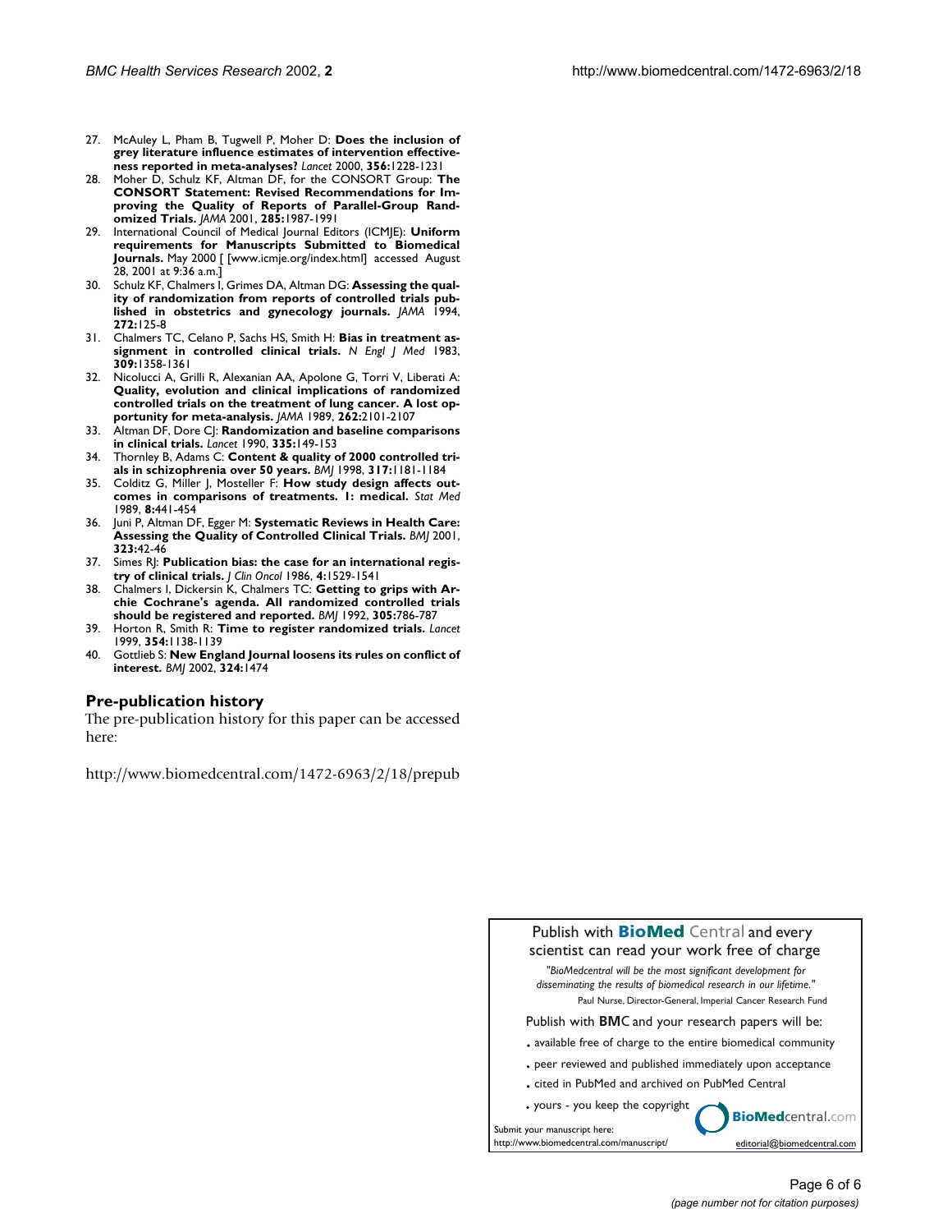27. McAuley L, Pham B, Tugwell P, Moher D: **Does the inclusion of grey literature influence estimates of intervention effectiveness reported in meta-analyses?** *Lancet* 2000, **356:**1228-1231
28. Moher D, Schulz KF, Altman DF, for the CONSORT Group: **The CONSORT Statement: Revised Recommendations for Improving the Quality of Reports of Parallel-Group Randomized Trials.** *JAMA* 2001, **285:**1987-1991
29. International Council of Medical Journal Editors (ICMJE): **Uniform requirements for Manuscripts Submitted to Biomedical Journals.** May 2000 [ [www.icmje.org/index.html] accessed August 28, 2001 at 9:36 a.m.]
30. Schulz KF, Chalmers I, Grimes DA, Altman DG: **Assessing the quality of randomization from reports of controlled trials published in obstetrics and gynecology journals.** *JAMA* 1994, **272:**125-8
31. Chalmers TC, Celano P, Sachs HS, Smith H: **Bias in treatment assignment in controlled clinical trials.** *N Engl J Med* 1983, **309:**1358-1361
32. Nicolucci A, Grilli R, Alexanian AA, Apolone G, Torri V, Liberati A: **Quality, evolution and clinical implications of randomized controlled trials on the treatment of lung cancer. A lost opportunity for meta-analysis.** *JAMA* 1989, **262:**2101-2107
33. Altman DF, Dore CJ: **Randomization and baseline comparisons in clinical trials.** *Lancet* 1990, **335:**149-153
34. Thornley B, Adams C: **Content & quality of 2000 controlled trials in schizophrenia over 50 years.** *BMJ* 1998, **317:**1181-1184
35. Colditz G, Miller J, Mosteller F: **How study design affects outcomes in comparisons of treatments. 1: medical.** *Stat Med* 1989, **8:**441-454
36. Juni P, Altman DF, Egger M: **Systematic Reviews in Health Care: Assessing the Quality of Controlled Clinical Trials.** *BMJ* 2001, **323:**42-46
37. Simes RJ: **Publication bias: the case for an international registry of clinical trials.** *J Clin Oncol* 1986, **4:**1529-1541
38. Chalmers I, Dickersin K, Chalmers TC: **Getting to grips with Archie Cochrane's agenda. All randomized controlled trials should be registered and reported.** *BMJ* 1992, **305:**786-787
39. Horton R, Smith R: **Time to register randomized trials.** *Lancet* 1999, **354:**1138-1139
40. Gottlieb S: **New England Journal loosens its rules on conflict of interest.** *BMJ* 2002, **324:**1474

## Pre-publication history

The pre-publication history for this paper can be accessed here:

http://www.biomedcentral.com/1472-6963/2/18/prepub

Publish with **BioMed** Central and every scientist can read your work free of charge

*"BioMedcentral will be the most significant development for disseminating the results of biomedical research in our lifetime."*
Paul Nurse, Director-General, Imperial Cancer Research Fund

Publish with **BMC** and your research papers will be:

- available free of charge to the entire biomedical community
- peer reviewed and published immediately upon acceptance
- cited in PubMed and archived on PubMed Central
- yours - you keep the copyright

Submit your manuscript here:
http://www.biomedcentral.com/manuscript/

**BioMed**central.com

editorial@biomedcentral.com